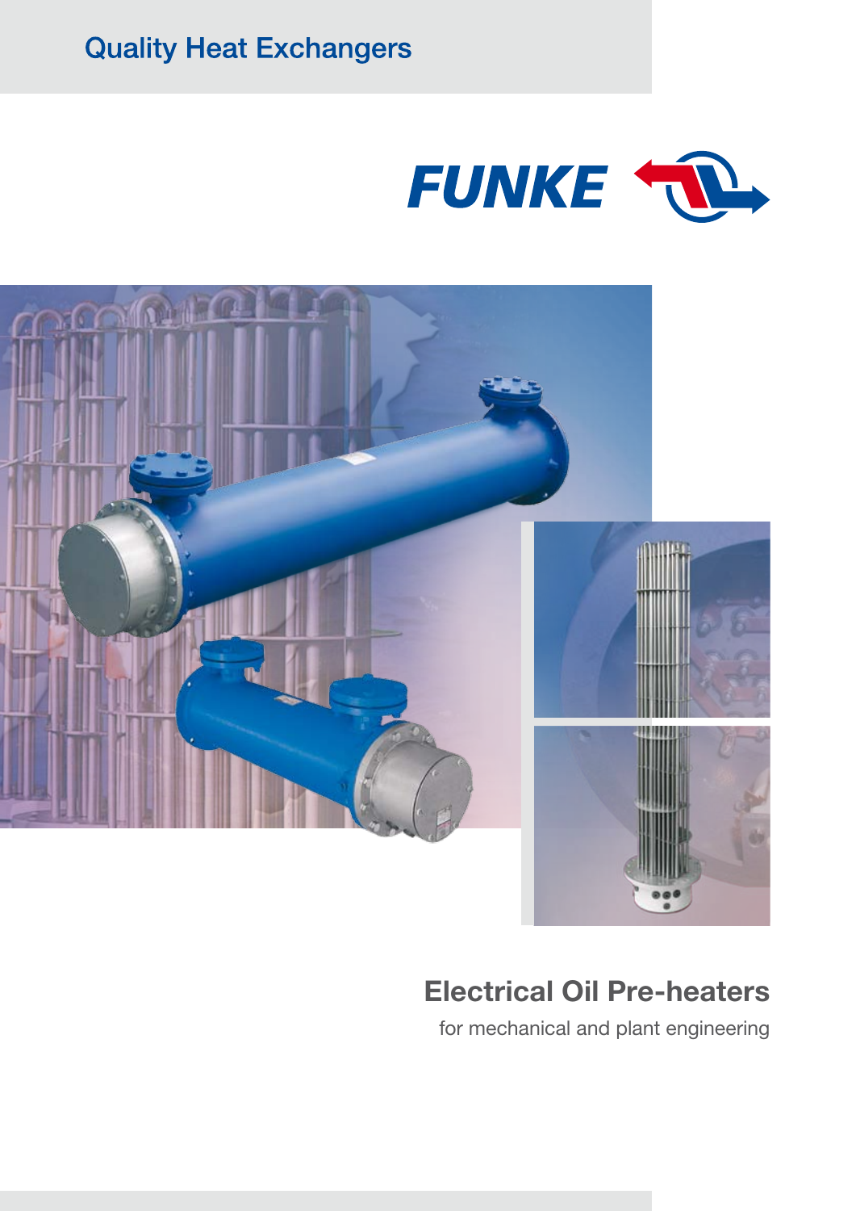Quality Heat Exchangers

FUNKE

# Electrical Oil Pre-heaters

for mechanical and plant engineering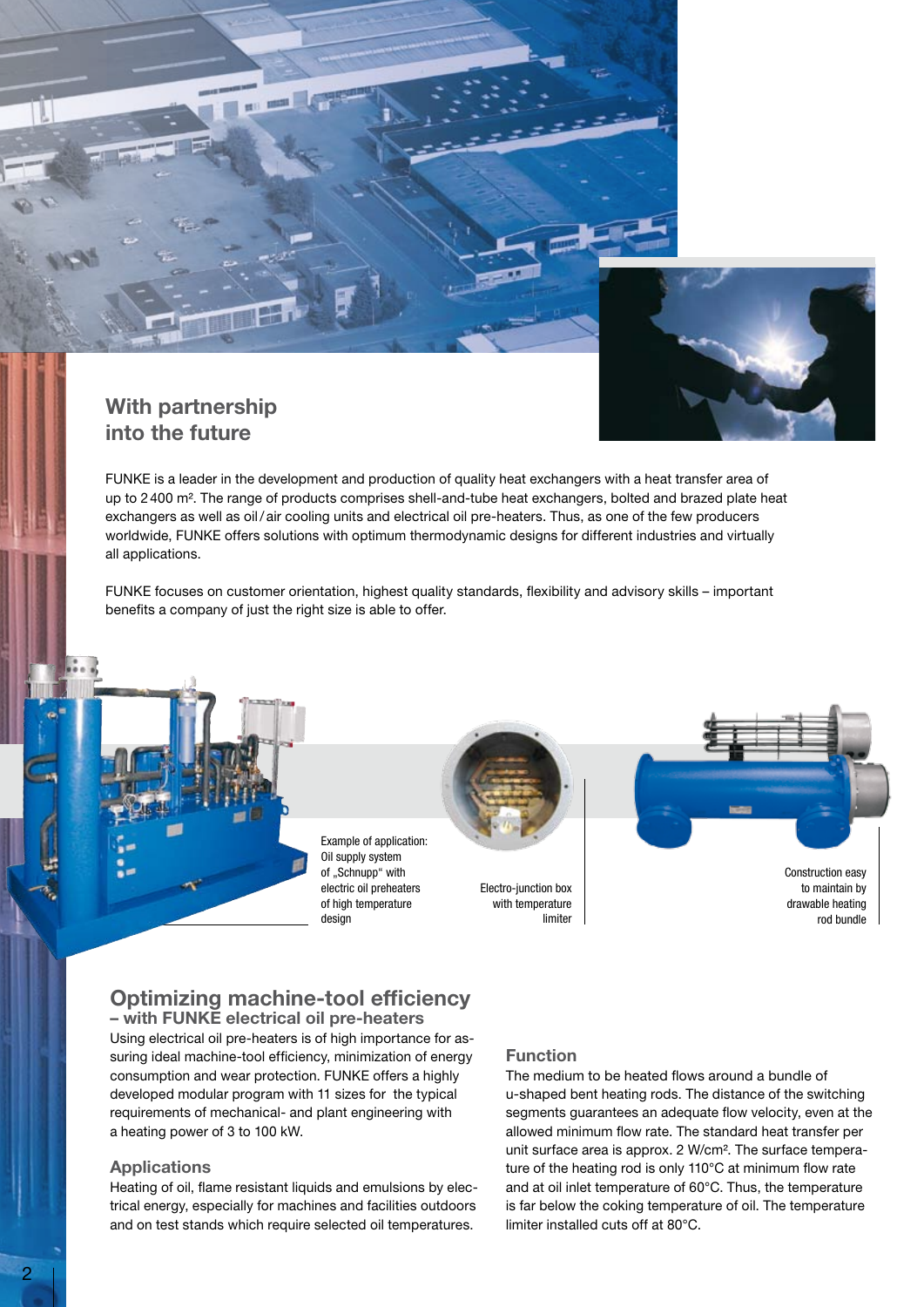## With partnership into the future

FUNKE is a leader in the development and production of quality heat exchangers with a heat transfer area of up to 2 400 m². The range of products comprises shell-and-tube heat exchangers, bolted and brazed plate heat exchangers as well as oil / air cooling units and electrical oil pre-heaters. Thus, as one of the few producers worldwide, FUNKE offers solutions with optimum thermodynamic designs for different industries and virtually all applications.

FUNKE focuses on customer orientation, highest quality standards, flexibility and advisory skills – important benefits a company of just the right size is able to offer.

Example of application: Oil supply system of „Schnupp" with electric oil preheaters of high temperature design

Electro-junction box with temperature limiter

Construction easy to maintain by drawable heating rod bundle

## Optimizing machine-tool efficiency
### – with FUNKE electrical oil pre-heaters

Using electrical oil pre-heaters is of high importance for assuring ideal machine-tool efficiency, minimization of energy consumption and wear protection. FUNKE offers a highly developed modular program with 11 sizes for the typical requirements of mechanical- and plant engineering with a heating power of 3 to 100 kW.

### Applications

Heating of oil, flame resistant liquids and emulsions by electrical energy, especially for machines and facilities outdoors and on test stands which require selected oil temperatures.

### Function

The medium to be heated flows around a bundle of u-shaped bent heating rods. The distance of the switching segments guarantees an adequate flow velocity, even at the allowed minimum flow rate. The standard heat transfer per unit surface area is approx. 2 W/cm². The surface temperature of the heating rod is only 110°C at minimum flow rate and at oil inlet temperature of 60°C. Thus, the temperature is far below the coking temperature of oil. The temperature limiter installed cuts off at 80°C.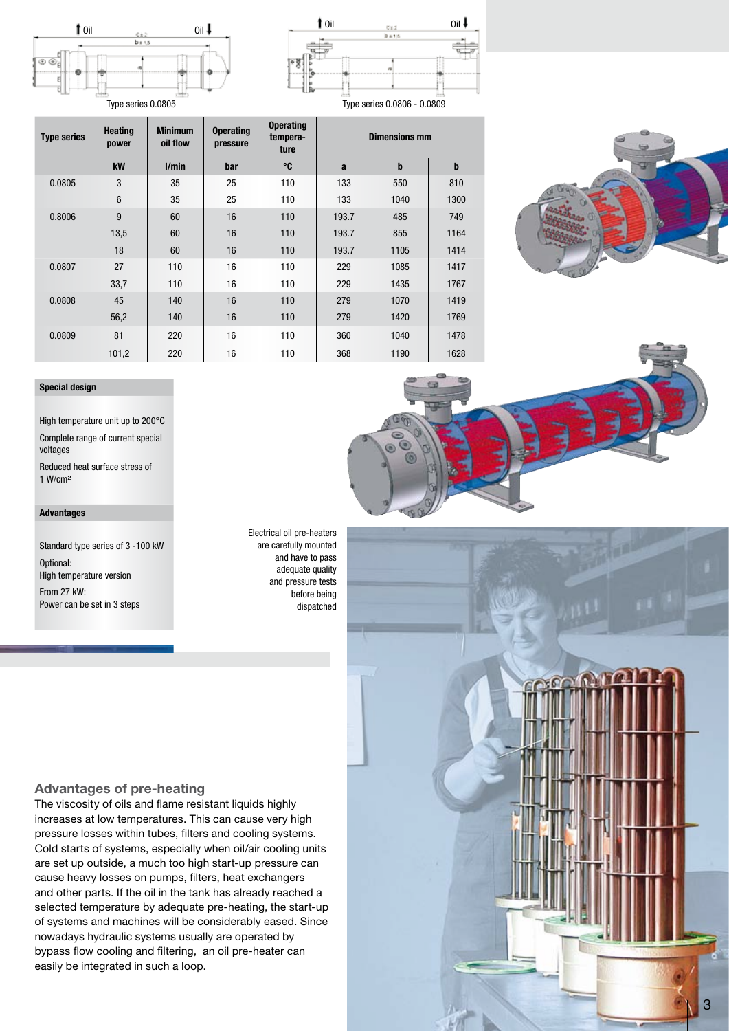Type series 0.0805

Type series 0.0806 - 0.0809

| Type series | Heating power | Minimum oil flow | Operating pressure | Operating tempera-ture | Dimensions mm | | |
|---|---|---|---|---|---|---|---|
| | kW | l/min | bar | °C | a | b | b |
| 0.0805 | 3 | 35 | 25 | 110 | 133 | 550 | 810 |
| | 6 | 35 | 25 | 110 | 133 | 1040 | 1300 |
| 0.8006 | 9 | 60 | 16 | 110 | 193.7 | 485 | 749 |
| | 13,5 | 60 | 16 | 110 | 193.7 | 855 | 1164 |
| | 18 | 60 | 16 | 110 | 193.7 | 1105 | 1414 |
| 0.0807 | 27 | 110 | 16 | 110 | 229 | 1085 | 1417 |
| | 33,7 | 110 | 16 | 110 | 229 | 1435 | 1767 |
| 0.0808 | 45 | 140 | 16 | 110 | 279 | 1070 | 1419 |
| | 56,2 | 140 | 16 | 110 | 279 | 1420 | 1769 |
| 0.0809 | 81 | 220 | 16 | 110 | 360 | 1040 | 1478 |
| | 101,2 | 220 | 16 | 110 | 368 | 1190 | 1628 |

**Special design**

High temperature unit up to 200°C

Complete range of current special voltages

Reduced heat surface stress of 1 W/cm²

**Advantages**

Standard type series of 3 -100 kW

Optional:
High temperature version

From 27 kW:
Power can be set in 3 steps

Electrical oil pre-heaters are carefully mounted and have to pass adequate quality and pressure tests before being dispatched

## Advantages of pre-heating

The viscosity of oils and flame resistant liquids highly increases at low temperatures. This can cause very high pressure losses within tubes, filters and cooling systems. Cold starts of systems, especially when oil/air cooling units are set up outside, a much too high start-up pressure can cause heavy losses on pumps, filters, heat exchangers and other parts. If the oil in the tank has already reached a selected temperature by adequate pre-heating, the start-up of systems and machines will be considerably eased. Since nowadays hydraulic systems usually are operated by bypass flow cooling and filtering, an oil pre-heater can easily be integrated in such a loop.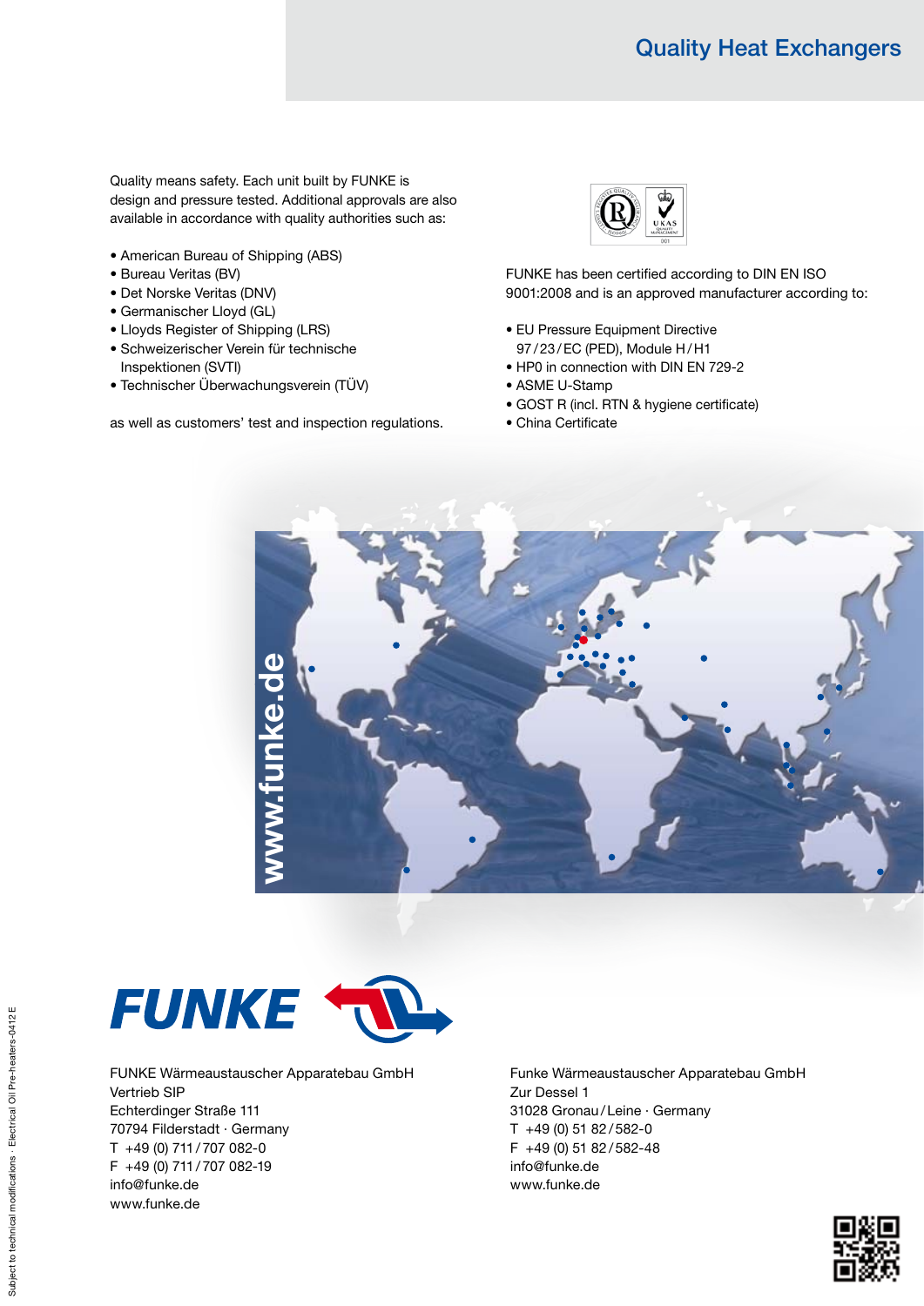# Quality Heat Exchangers

Quality means safety. Each unit built by FUNKE is design and pressure tested. Additional approvals are also available in accordance with quality authorities such as:

- American Bureau of Shipping (ABS)
- Bureau Veritas (BV)
- Det Norske Veritas (DNV)
- Germanischer Lloyd (GL)
- Lloyds Register of Shipping (LRS)
- Schweizerischer Verein für technische Inspektionen (SVTI)
- Technischer Überwachungsverein (TÜV)

as well as customers' test and inspection regulations.

FUNKE has been certified according to DIN EN ISO 9001:2008 and is an approved manufacturer according to:

- EU Pressure Equipment Directive 97/23/EC (PED), Module H/H1
- HP0 in connection with DIN EN 729-2
- ASME U-Stamp
- GOST R (incl. RTN & hygiene certificate)
- China Certificate

www.funke.de

FUNKE

FUNKE Wärmeaustauscher Apparatebau GmbH
Vertrieb SIP
Echterdinger Straße 111
70794 Filderstadt · Germany
T +49 (0) 711/707 082-0
F +49 (0) 711/707 082-19
info@funke.de
www.funke.de

Funke Wärmeaustauscher Apparatebau GmbH
Zur Dessel 1
31028 Gronau/Leine · Germany
T +49 (0) 51 82/582-0
F +49 (0) 51 82/582-48
info@funke.de
www.funke.de

Subject to technical modifications · Electrical Oil Pre-heaters-0412 E